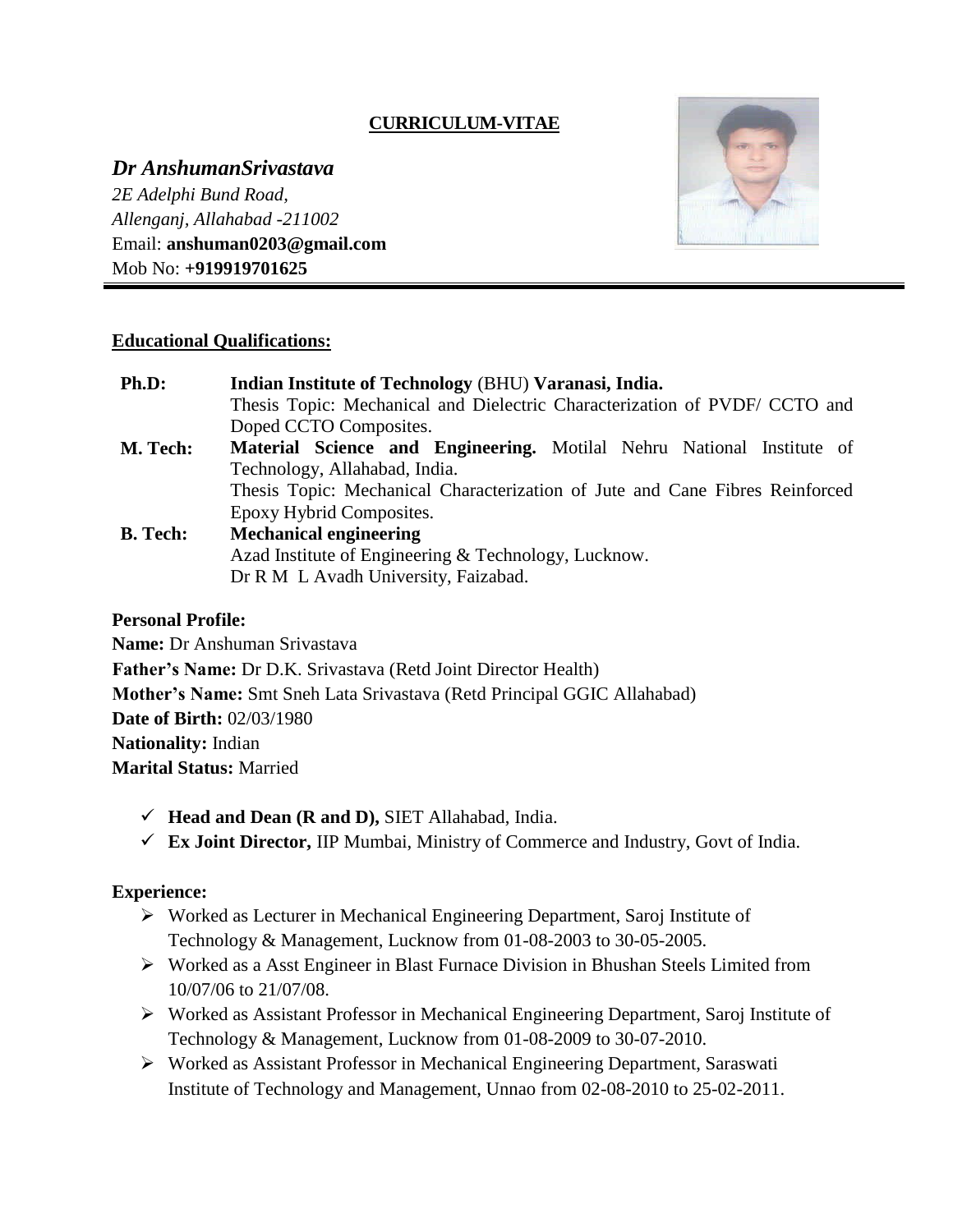# CURRICULUM-VITAE

***Dr AnshumanSrivastava***
*2E Adelphi Bund Road,*
*Allenganj, Allahabad -211002*
Email: **anshuman0203@gmail.com**
Mob No: **+919919701625**

---

## Educational Qualifications:

**Ph.D:** **Indian Institute of Technology** (BHU) **Varanasi, India.**
Thesis Topic: Mechanical and Dielectric Characterization of PVDF/ CCTO and Doped CCTO Composites.

**M. Tech:** **Material Science and Engineering.** Motilal Nehru National Institute of Technology, Allahabad, India.
Thesis Topic: Mechanical Characterization of Jute and Cane Fibres Reinforced Epoxy Hybrid Composites.

**B. Tech:** **Mechanical engineering**
Azad Institute of Engineering & Technology, Lucknow.
Dr R M L Avadh University, Faizabad.

**Personal Profile:**

**Name:** Dr Anshuman Srivastava
**Father's Name:** Dr D.K. Srivastava (Retd Joint Director Health)
**Mother's Name:** Smt Sneh Lata Srivastava (Retd Principal GGIC Allahabad)
**Date of Birth:** 02/03/1980
**Nationality:** Indian
**Marital Status:** Married

- ✓ **Head and Dean (R and D),** SIET Allahabad, India.
- ✓ **Ex Joint Director,** IIP Mumbai, Ministry of Commerce and Industry, Govt of India.

**Experience:**

- Worked as Lecturer in Mechanical Engineering Department, Saroj Institute of Technology & Management, Lucknow from 01-08-2003 to 30-05-2005.
- Worked as a Asst Engineer in Blast Furnace Division in Bhushan Steels Limited from 10/07/06 to 21/07/08.
- Worked as Assistant Professor in Mechanical Engineering Department, Saroj Institute of Technology & Management, Lucknow from 01-08-2009 to 30-07-2010.
- Worked as Assistant Professor in Mechanical Engineering Department, Saraswati Institute of Technology and Management, Unnao from 02-08-2010 to 25-02-2011.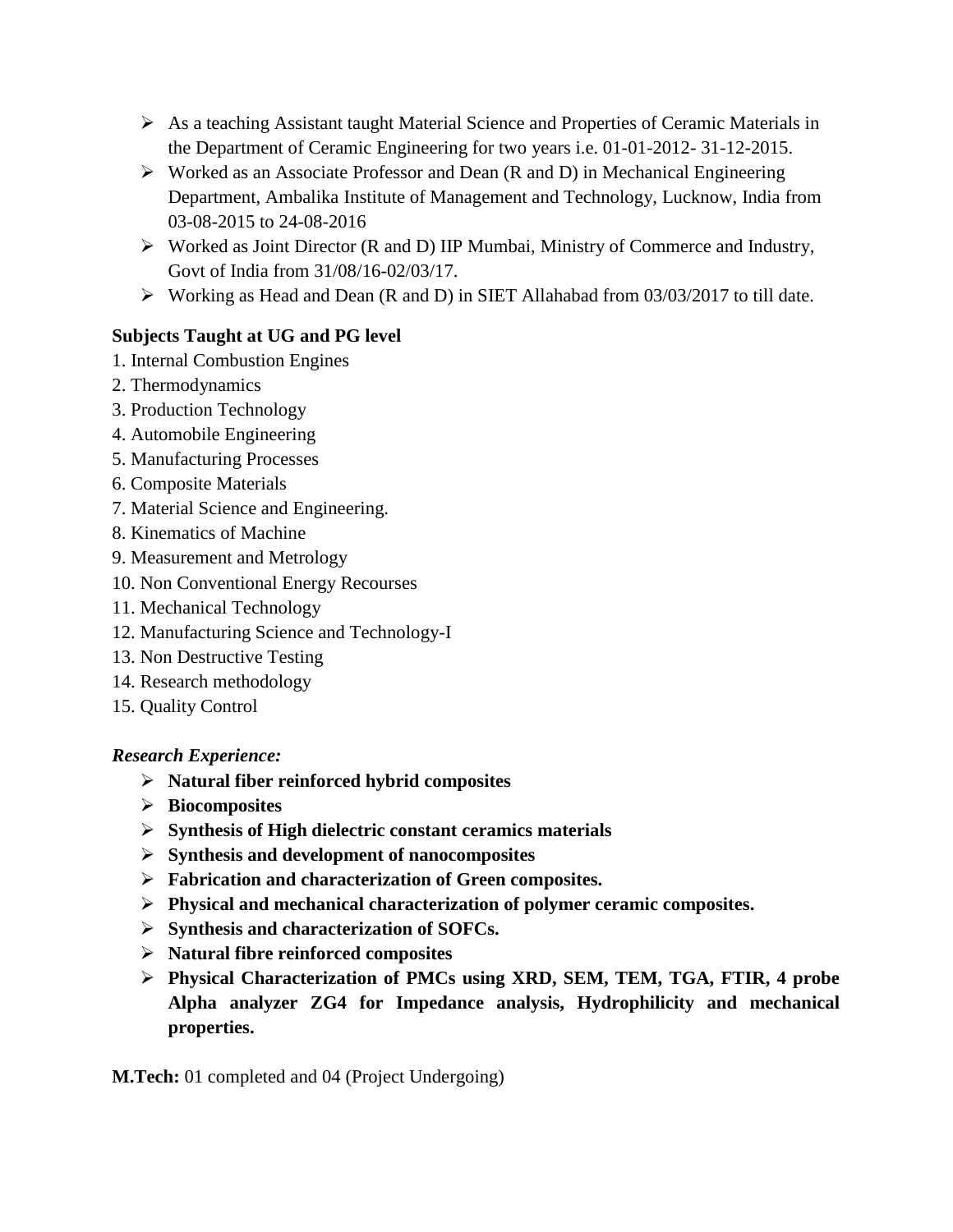- As a teaching Assistant taught Material Science and Properties of Ceramic Materials in the Department of Ceramic Engineering for two years i.e. 01-01-2012- 31-12-2015.
- Worked as an Associate Professor and Dean (R and D) in Mechanical Engineering Department, Ambalika Institute of Management and Technology, Lucknow, India from 03-08-2015 to 24-08-2016
- Worked as Joint Director (R and D) IIP Mumbai, Ministry of Commerce and Industry, Govt of India from 31/08/16-02/03/17.
- Working as Head and Dean (R and D) in SIET Allahabad from 03/03/2017 to till date.

**Subjects Taught at UG and PG level**

1. Internal Combustion Engines
2. Thermodynamics
3. Production Technology
4. Automobile Engineering
5. Manufacturing Processes
6. Composite Materials
7. Material Science and Engineering.
8. Kinematics of Machine
9. Measurement and Metrology
10. Non Conventional Energy Recourses
11. Mechanical Technology
12. Manufacturing Science and Technology-I
13. Non Destructive Testing
14. Research methodology
15. Quality Control

***Research Experience:***

- **Natural fiber reinforced hybrid composites**
- **Biocomposites**
- **Synthesis of High dielectric constant ceramics materials**
- **Synthesis and development of nanocomposites**
- **Fabrication and characterization of Green composites.**
- **Physical and mechanical characterization of polymer ceramic composites.**
- **Synthesis and characterization of SOFCs.**
- **Natural fibre reinforced composites**
- **Physical Characterization of PMCs using XRD, SEM, TEM, TGA, FTIR, 4 probe Alpha analyzer ZG4 for Impedance analysis, Hydrophilicity and mechanical properties.**

**M.Tech:** 01 completed and 04 (Project Undergoing)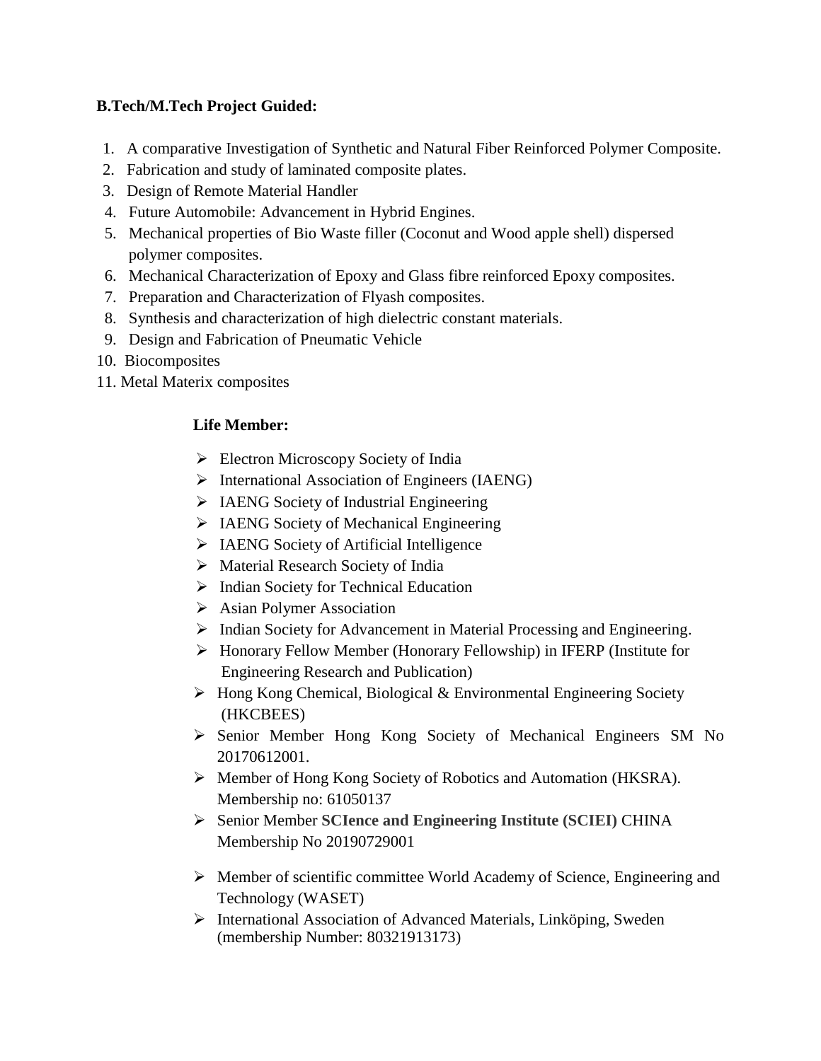**B.Tech/M.Tech Project Guided:**

1. A comparative Investigation of Synthetic and Natural Fiber Reinforced Polymer Composite.
2. Fabrication and study of laminated composite plates.
3. Design of Remote Material Handler
4. Future Automobile: Advancement in Hybrid Engines.
5. Mechanical properties of Bio Waste filler (Coconut and Wood apple shell) dispersed polymer composites.
6. Mechanical Characterization of Epoxy and Glass fibre reinforced Epoxy composites.
7. Preparation and Characterization of Flyash composites.
8. Synthesis and characterization of high dielectric constant materials.
9. Design and Fabrication of Pneumatic Vehicle
10. Biocomposites
11. Metal Materix composites

**Life Member:**

- Electron Microscopy Society of India
- International Association of Engineers (IAENG)
- IAENG Society of Industrial Engineering
- IAENG Society of Mechanical Engineering
- IAENG Society of Artificial Intelligence
- Material Research Society of India
- Indian Society for Technical Education
- Asian Polymer Association
- Indian Society for Advancement in Material Processing and Engineering.
- Honorary Fellow Member (Honorary Fellowship) in IFERP (Institute for Engineering Research and Publication)
- Hong Kong Chemical, Biological & Environmental Engineering Society (HKCBEES)
- Senior Member Hong Kong Society of Mechanical Engineers SM No 20170612001.
- Member of Hong Kong Society of Robotics and Automation (HKSRA). Membership no: 61050137
- Senior Member **SCIence and Engineering Institute (SCIEI)** CHINA Membership No 20190729001
- Member of scientific committee World Academy of Science, Engineering and Technology (WASET)
- International Association of Advanced Materials, Linköping, Sweden (membership Number: 80321913173)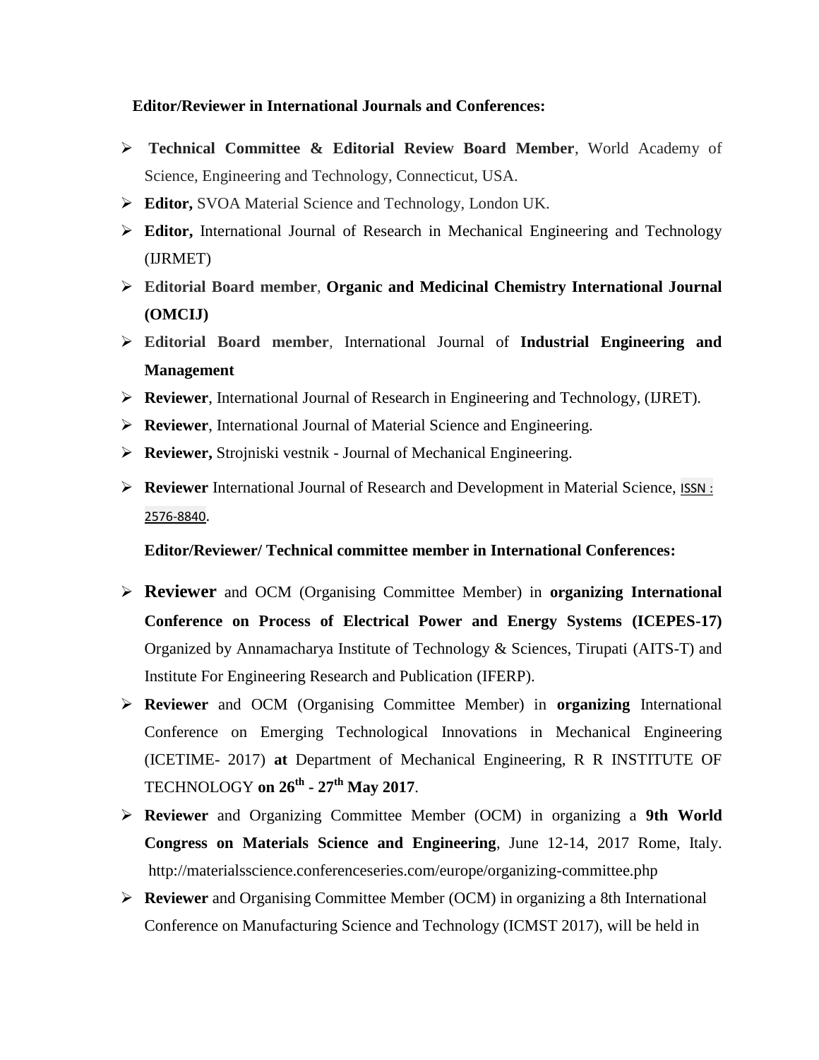**Editor/Reviewer in International Journals and Conferences:**

- **Technical Committee & Editorial Review Board Member**, World Academy of Science, Engineering and Technology, Connecticut, USA.
- **Editor,** SVOA Material Science and Technology, London UK.
- **Editor,** International Journal of Research in Mechanical Engineering and Technology (IJRMET)
- **Editorial Board member**, **Organic and Medicinal Chemistry International Journal (OMCIJ)**
- **Editorial Board member**, International Journal of **Industrial Engineering and Management**
- **Reviewer**, International Journal of Research in Engineering and Technology, (IJRET).
- **Reviewer**, International Journal of Material Science and Engineering.
- **Reviewer,** Strojniski vestnik - Journal of Mechanical Engineering.
- **Reviewer** International Journal of Research and Development in Material Science, ISSN : 2576-8840.

**Editor/Reviewer/ Technical committee member in International Conferences:**

- **Reviewer** and OCM (Organising Committee Member) in **organizing International Conference on Process of Electrical Power and Energy Systems (ICEPES-17)** Organized by Annamacharya Institute of Technology & Sciences, Tirupati (AITS-T) and Institute For Engineering Research and Publication (IFERP).
- **Reviewer** and OCM (Organising Committee Member) in **organizing** International Conference on Emerging Technological Innovations in Mechanical Engineering (ICETIME- 2017) **at** Department of Mechanical Engineering, R R INSTITUTE OF TECHNOLOGY **on 26th - 27th May 2017**.
- **Reviewer** and Organizing Committee Member (OCM) in organizing a **9th World Congress on Materials Science and Engineering**, June 12-14, 2017 Rome, Italy. http://materialsscience.conferenceseries.com/europe/organizing-committee.php
- **Reviewer** and Organising Committee Member (OCM) in organizing a 8th International Conference on Manufacturing Science and Technology (ICMST 2017), will be held in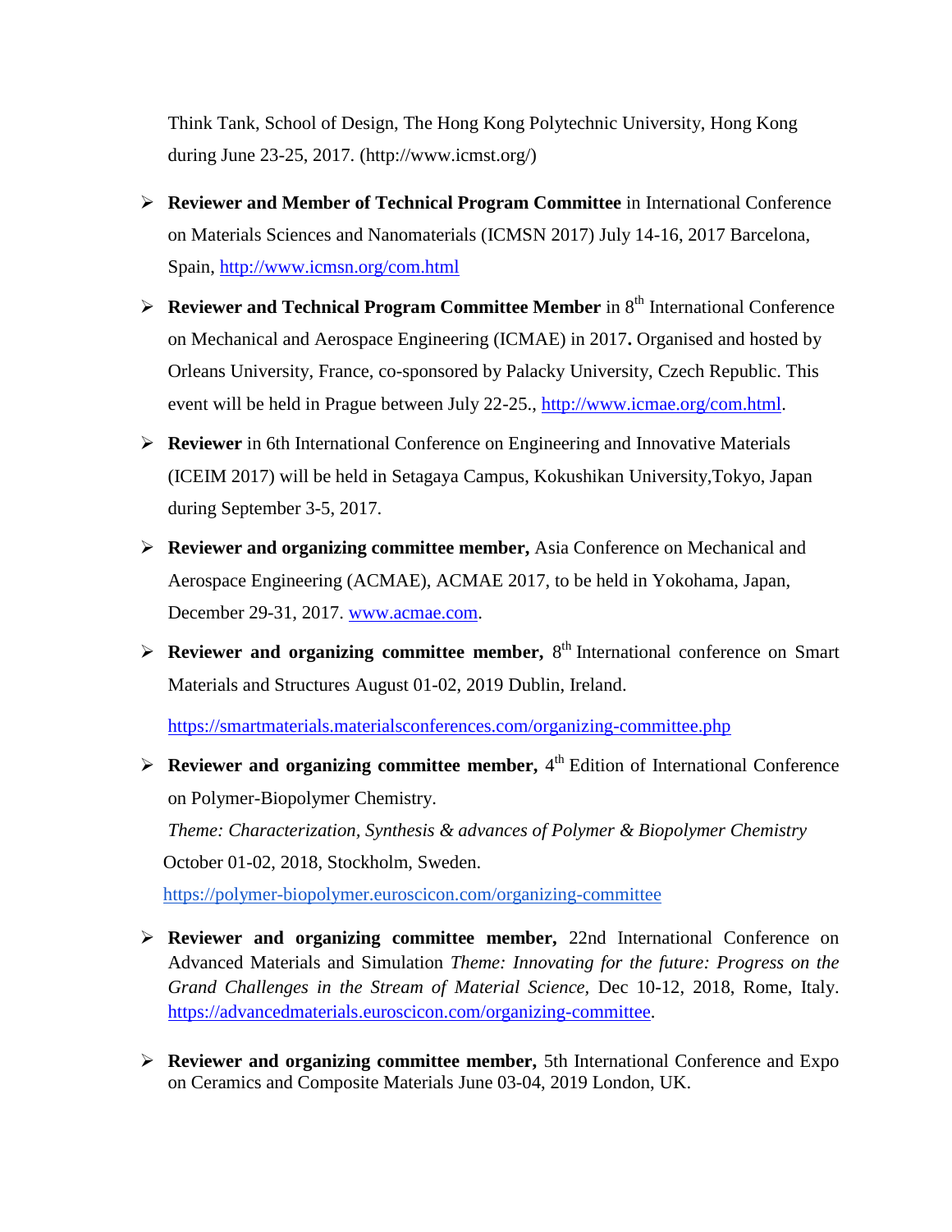Think Tank, School of Design, The Hong Kong Polytechnic University, Hong Kong during June 23-25, 2017. (http://www.icmst.org/)

- **Reviewer and Member of Technical Program Committee** in International Conference on Materials Sciences and Nanomaterials (ICMSN 2017) July 14-16, 2017 Barcelona, Spain, [http://www.icmsn.org/com.html](http://www.icmsn.org/com.html)
- **Reviewer and Technical Program Committee Member** in 8th International Conference on Mechanical and Aerospace Engineering (ICMAE) in 2017**.** Organised and hosted by Orleans University, France, co-sponsored by Palacky University, Czech Republic. This event will be held in Prague between July 22-25., [http://www.icmae.org/com.html](http://www.icmae.org/com.html).
- **Reviewer** in 6th International Conference on Engineering and Innovative Materials (ICEIM 2017) will be held in Setagaya Campus, Kokushikan University,Tokyo, Japan during September 3-5, 2017.
- **Reviewer and organizing committee member,** Asia Conference on Mechanical and Aerospace Engineering (ACMAE), ACMAE 2017, to be held in Yokohama, Japan, December 29-31, 2017. [www.acmae.com](http://www.acmae.com).
- **Reviewer and organizing committee member,** 8th International conference on Smart Materials and Structures August 01-02, 2019 Dublin, Ireland.

  [https://smartmaterials.materialsconferences.com/organizing-committee.php](https://smartmaterials.materialsconferences.com/organizing-committee.php)
- **Reviewer and organizing committee member,** 4th Edition of International Conference on Polymer-Biopolymer Chemistry.

  *Theme: Characterization, Synthesis & advances of Polymer & Biopolymer Chemistry*

  October 01-02, 2018, Stockholm, Sweden.

  [https://polymer-biopolymer.euroscicon.com/organizing-committee](https://polymer-biopolymer.euroscicon.com/organizing-committee)
- **Reviewer and organizing committee member,** 22nd International Conference on Advanced Materials and Simulation *Theme: Innovating for the future: Progress on the Grand Challenges in the Stream of Material Science,* Dec 10-12, 2018, Rome, Italy. [https://advancedmaterials.euroscicon.com/organizing-committee](https://advancedmaterials.euroscicon.com/organizing-committee).
- **Reviewer and organizing committee member,** 5th International Conference and Expo on Ceramics and Composite Materials June 03-04, 2019 London, UK.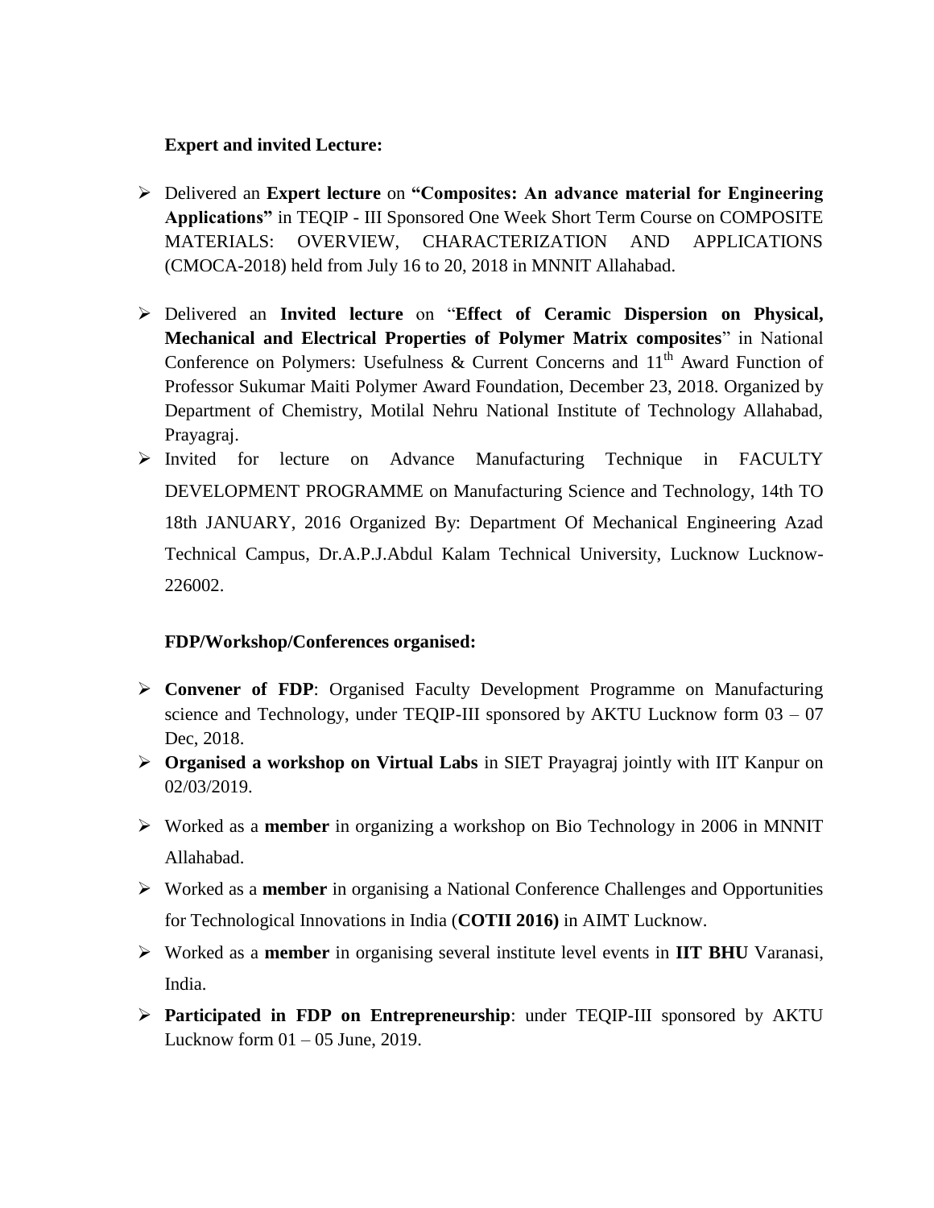**Expert and invited Lecture:**

- Delivered an **Expert lecture** on **"Composites: An advance material for Engineering Applications"** in TEQIP - III Sponsored One Week Short Term Course on COMPOSITE MATERIALS: OVERVIEW, CHARACTERIZATION AND APPLICATIONS (CMOCA-2018) held from July 16 to 20, 2018 in MNNIT Allahabad.
- Delivered an **Invited lecture** on "**Effect of Ceramic Dispersion on Physical, Mechanical and Electrical Properties of Polymer Matrix composites**" in National Conference on Polymers: Usefulness & Current Concerns and 11th Award Function of Professor Sukumar Maiti Polymer Award Foundation, December 23, 2018. Organized by Department of Chemistry, Motilal Nehru National Institute of Technology Allahabad, Prayagraj.
- Invited for lecture on Advance Manufacturing Technique in FACULTY DEVELOPMENT PROGRAMME on Manufacturing Science and Technology, 14th TO 18th JANUARY, 2016 Organized By: Department Of Mechanical Engineering Azad Technical Campus, Dr.A.P.J.Abdul Kalam Technical University, Lucknow Lucknow-226002.

**FDP/Workshop/Conferences organised:**

- **Convener of FDP**: Organised Faculty Development Programme on Manufacturing science and Technology, under TEQIP-III sponsored by AKTU Lucknow form 03 – 07 Dec, 2018.
- **Organised a workshop on Virtual Labs** in SIET Prayagraj jointly with IIT Kanpur on 02/03/2019.
- Worked as a **member** in organizing a workshop on Bio Technology in 2006 in MNNIT Allahabad.
- Worked as a **member** in organising a National Conference Challenges and Opportunities for Technological Innovations in India (**COTII 2016)** in AIMT Lucknow.
- Worked as a **member** in organising several institute level events in **IIT BHU** Varanasi, India.
- **Participated in FDP on Entrepreneurship**: under TEQIP-III sponsored by AKTU Lucknow form 01 – 05 June, 2019.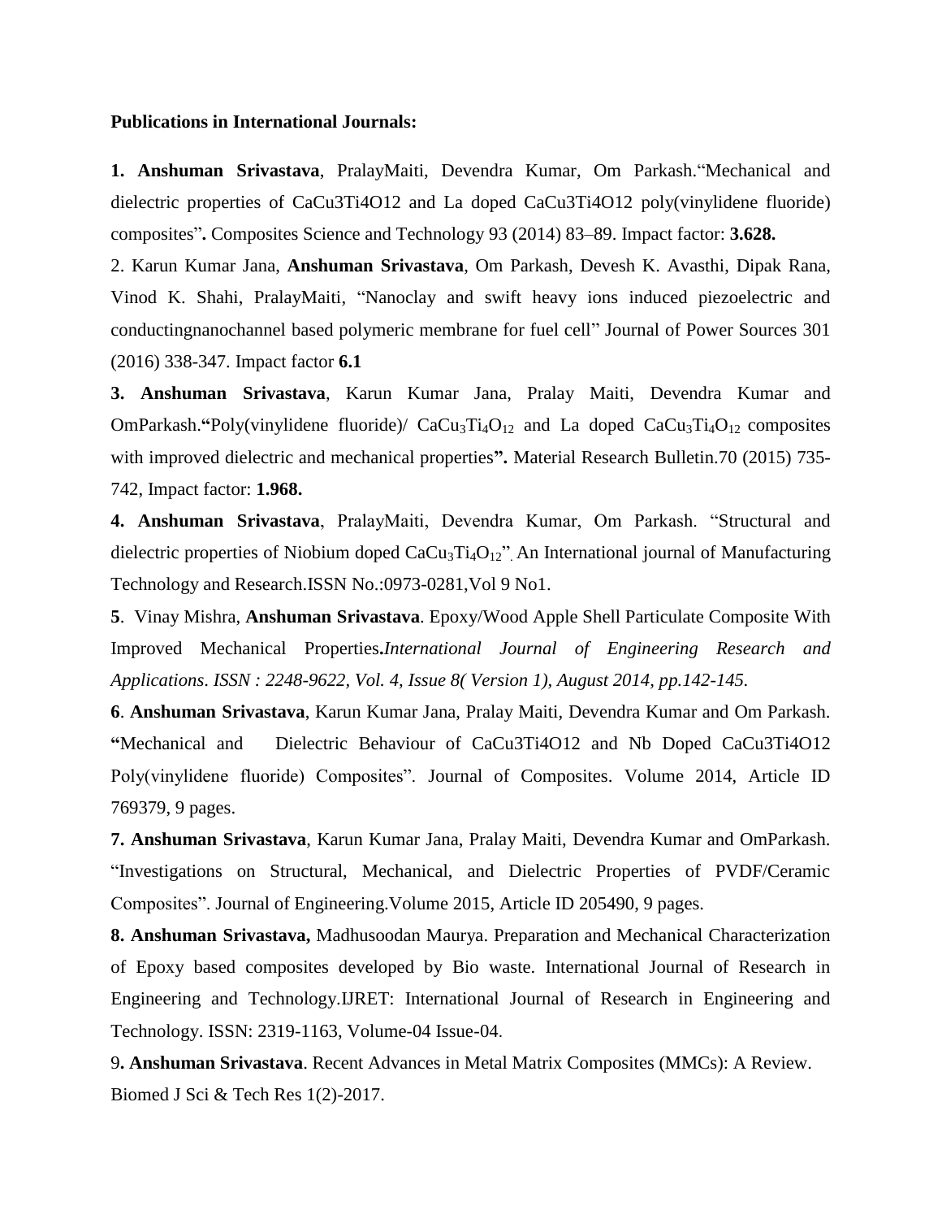**Publications in International Journals:**

**1. Anshuman Srivastava**, PralayMaiti, Devendra Kumar, Om Parkash."Mechanical and dielectric properties of CaCu3Ti4O12 and La doped CaCu3Ti4O12 poly(vinylidene fluoride) composites"**.** Composites Science and Technology 93 (2014) 83–89. Impact factor: **3.628.**

2. Karun Kumar Jana, **Anshuman Srivastava**, Om Parkash, Devesh K. Avasthi, Dipak Rana, Vinod K. Shahi, PralayMaiti, "Nanoclay and swift heavy ions induced piezoelectric and conductingnanochannel based polymeric membrane for fuel cell" Journal of Power Sources 301 (2016) 338-347. Impact factor **6.1**

**3. Anshuman Srivastava**, Karun Kumar Jana, Pralay Maiti, Devendra Kumar and OmParkash.**"**Poly(vinylidene fluoride)/ $CaCu_3Ti_4O_{12}$ and La doped $CaCu_3Ti_4O_{12}$ composites with improved dielectric and mechanical properties**".** Material Research Bulletin.70 (2015) 735-742, Impact factor: **1.968.**

**4. Anshuman Srivastava**, PralayMaiti, Devendra Kumar, Om Parkash. "Structural and dielectric properties of Niobium doped $CaCu_3Ti_4O_{12}$". An International journal of Manufacturing Technology and Research.ISSN No.:0973-0281,Vol 9 No1.

**5**. Vinay Mishra, **Anshuman Srivastava**. Epoxy/Wood Apple Shell Particulate Composite With Improved Mechanical Properties**.***International Journal of Engineering Research and Applications*. *ISSN : 2248-9622, Vol. 4, Issue 8( Version 1), August 2014, pp.142-145.*

**6**. **Anshuman Srivastava**, Karun Kumar Jana, Pralay Maiti, Devendra Kumar and Om Parkash. **"**Mechanical and Dielectric Behaviour of CaCu3Ti4O12 and Nb Doped CaCu3Ti4O12 Poly(vinylidene fluoride) Composites". Journal of Composites. Volume 2014, Article ID 769379, 9 pages.

**7. Anshuman Srivastava**, Karun Kumar Jana, Pralay Maiti, Devendra Kumar and OmParkash. "Investigations on Structural, Mechanical, and Dielectric Properties of PVDF/Ceramic Composites". Journal of Engineering.Volume 2015, Article ID 205490, 9 pages.

**8. Anshuman Srivastava,** Madhusoodan Maurya. Preparation and Mechanical Characterization of Epoxy based composites developed by Bio waste. International Journal of Research in Engineering and Technology.IJRET: International Journal of Research in Engineering and Technology. ISSN: 2319-1163, Volume-04 Issue-04.

9**. Anshuman Srivastava**. Recent Advances in Metal Matrix Composites (MMCs): A Review. Biomed J Sci & Tech Res 1(2)-2017.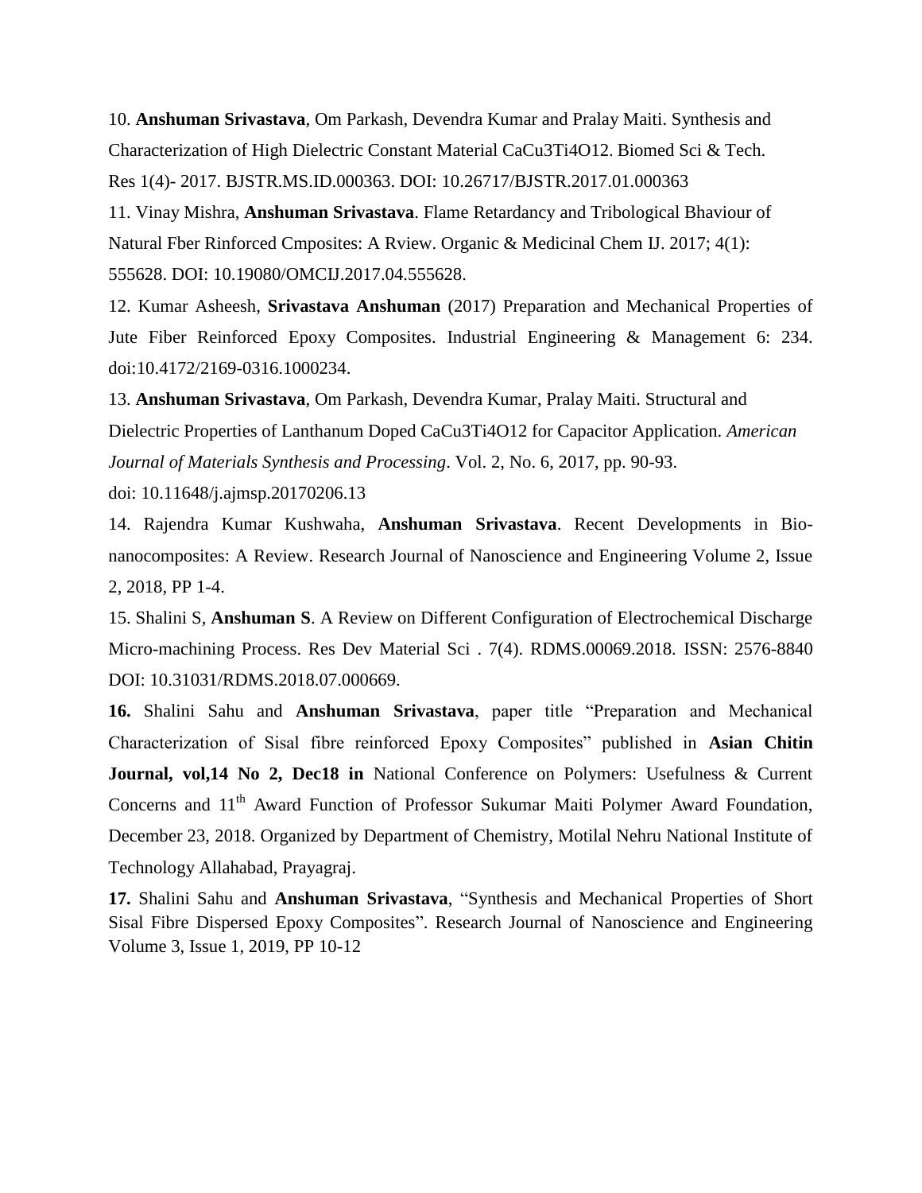10. **Anshuman Srivastava**, Om Parkash, Devendra Kumar and Pralay Maiti. Synthesis and Characterization of High Dielectric Constant Material $CaCu_3Ti_4O_{12}$. Biomed Sci & Tech. Res 1(4)- 2017. BJSTR.MS.ID.000363. DOI: 10.26717/BJSTR.2017.01.000363

11. Vinay Mishra, **Anshuman Srivastava**. Flame Retardancy and Tribological Bhaviour of Natural Fber Rinforced Cmposites: A Rview. Organic & Medicinal Chem IJ. 2017; 4(1): 555628. DOI: 10.19080/OMCIJ.2017.04.555628.

12. Kumar Asheesh, **Srivastava Anshuman** (2017) Preparation and Mechanical Properties of Jute Fiber Reinforced Epoxy Composites. Industrial Engineering & Management 6: 234. doi:10.4172/2169-0316.1000234.

13. **Anshuman Srivastava**, Om Parkash, Devendra Kumar, Pralay Maiti. Structural and Dielectric Properties of Lanthanum Doped $CaCu_3Ti_4O_{12}$ for Capacitor Application. *American Journal of Materials Synthesis and Processing*. Vol. 2, No. 6, 2017, pp. 90-93. doi: 10.11648/j.ajmsp.20170206.13

14. Rajendra Kumar Kushwaha, **Anshuman Srivastava**. Recent Developments in Bio-nanocomposites: A Review. Research Journal of Nanoscience and Engineering Volume 2, Issue 2, 2018, PP 1-4.

15. Shalini S, **Anshuman S**. A Review on Different Configuration of Electrochemical Discharge Micro-machining Process. Res Dev Material Sci . 7(4). RDMS.00069.2018. ISSN: 2576-8840 DOI: 10.31031/RDMS.2018.07.000669.

**16.** Shalini Sahu and **Anshuman Srivastava**, paper title "Preparation and Mechanical Characterization of Sisal fibre reinforced Epoxy Composites" published in **Asian Chitin Journal, vol,14 No 2, Dec18 in** National Conference on Polymers: Usefulness & Current Concerns and 11th Award Function of Professor Sukumar Maiti Polymer Award Foundation, December 23, 2018. Organized by Department of Chemistry, Motilal Nehru National Institute of Technology Allahabad, Prayagraj.

**17.** Shalini Sahu and **Anshuman Srivastava**, "Synthesis and Mechanical Properties of Short Sisal Fibre Dispersed Epoxy Composites". Research Journal of Nanoscience and Engineering Volume 3, Issue 1, 2019, PP 10-12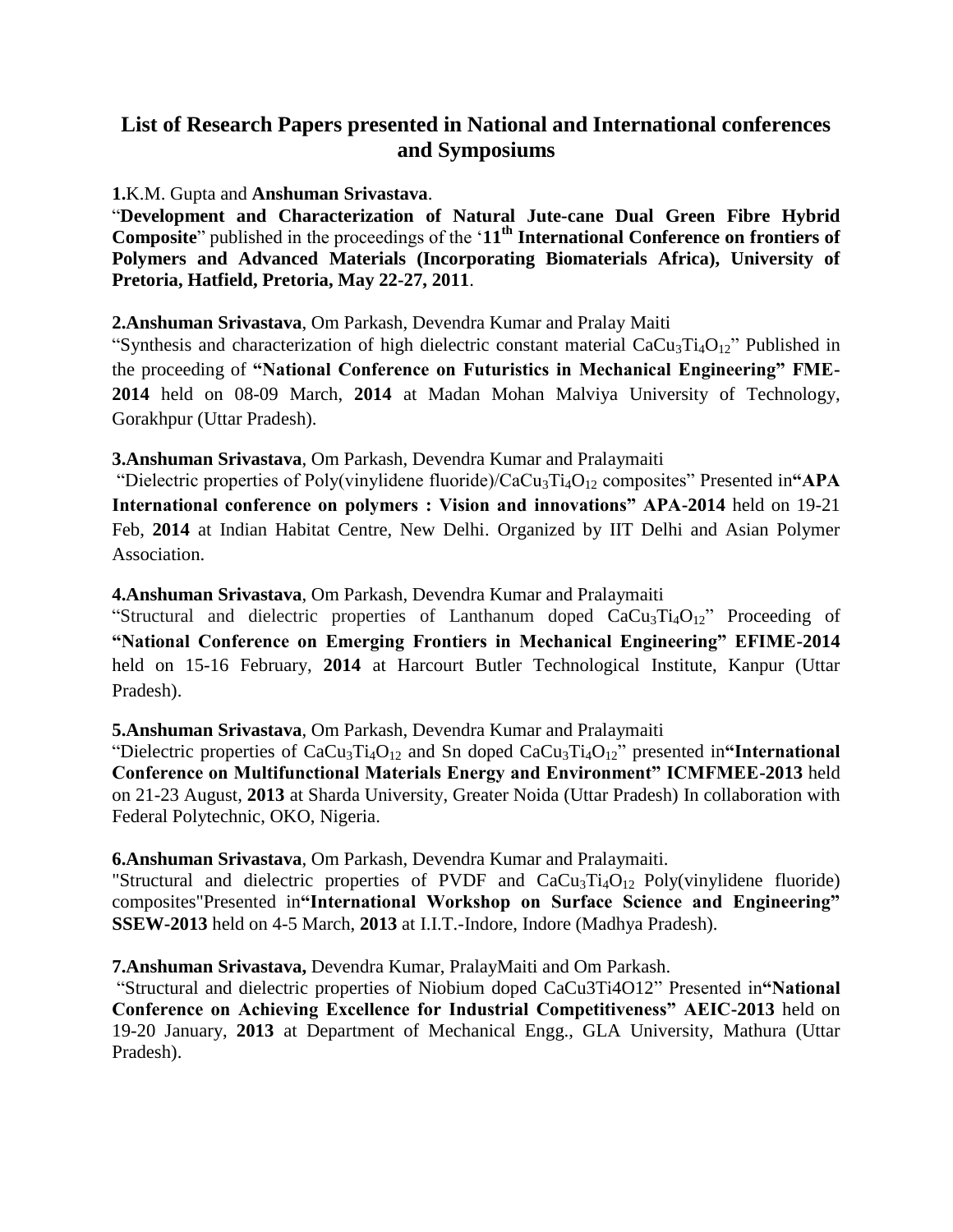## List of Research Papers presented in National and International conferences and Symposiums

**1.** K.M. Gupta and **Anshuman Srivastava**.
"**Development and Characterization of Natural Jute-cane Dual Green Fibre Hybrid Composite**" published in the proceedings of the '**11th International Conference on frontiers of Polymers and Advanced Materials (Incorporating Biomaterials Africa), University of Pretoria, Hatfield, Pretoria, May 22-27, 2011**.

**2. Anshuman Srivastava**, Om Parkash, Devendra Kumar and Pralay Maiti
"Synthesis and characterization of high dielectric constant material $CaCu_3Ti_4O_{12}$" Published in the proceeding of **"National Conference on Futuristics in Mechanical Engineering" FME-2014** held on 08-09 March, **2014** at Madan Mohan Malviya University of Technology, Gorakhpur (Uttar Pradesh).

**3. Anshuman Srivastava**, Om Parkash, Devendra Kumar and Pralaymaiti
"Dielectric properties of Poly(vinylidene fluoride)/$CaCu_3Ti_4O_{12}$ composites" Presented in **"APA International conference on polymers : Vision and innovations" APA-2014** held on 19-21 Feb, **2014** at Indian Habitat Centre, New Delhi. Organized by IIT Delhi and Asian Polymer Association.

**4. Anshuman Srivastava**, Om Parkash, Devendra Kumar and Pralaymaiti
"Structural and dielectric properties of Lanthanum doped $CaCu_3Ti_4O_{12}$" Proceeding of **"National Conference on Emerging Frontiers in Mechanical Engineering" EFIME-2014** held on 15-16 February, **2014** at Harcourt Butler Technological Institute, Kanpur (Uttar Pradesh).

**5. Anshuman Srivastava**, Om Parkash, Devendra Kumar and Pralaymaiti
"Dielectric properties of $CaCu_3Ti_4O_{12}$ and Sn doped $CaCu_3Ti_4O_{12}$" presented in **"International Conference on Multifunctional Materials Energy and Environment" ICMFMEE-2013** held on 21-23 August, **2013** at Sharda University, Greater Noida (Uttar Pradesh) In collaboration with Federal Polytechnic, OKO, Nigeria.

**6. Anshuman Srivastava**, Om Parkash, Devendra Kumar and Pralaymaiti.
"Structural and dielectric properties of PVDF and $CaCu_3Ti_4O_{12}$ Poly(vinylidene fluoride) composites" Presented in **"International Workshop on Surface Science and Engineering" SSEW-2013** held on 4-5 March, **2013** at I.I.T.-Indore, Indore (Madhya Pradesh).

**7. Anshuman Srivastava,** Devendra Kumar, PralayMaiti and Om Parkash.
"Structural and dielectric properties of Niobium doped CaCu3Ti4O12" Presented in **"National Conference on Achieving Excellence for Industrial Competitiveness" AEIC-2013** held on 19-20 January, **2013** at Department of Mechanical Engg., GLA University, Mathura (Uttar Pradesh).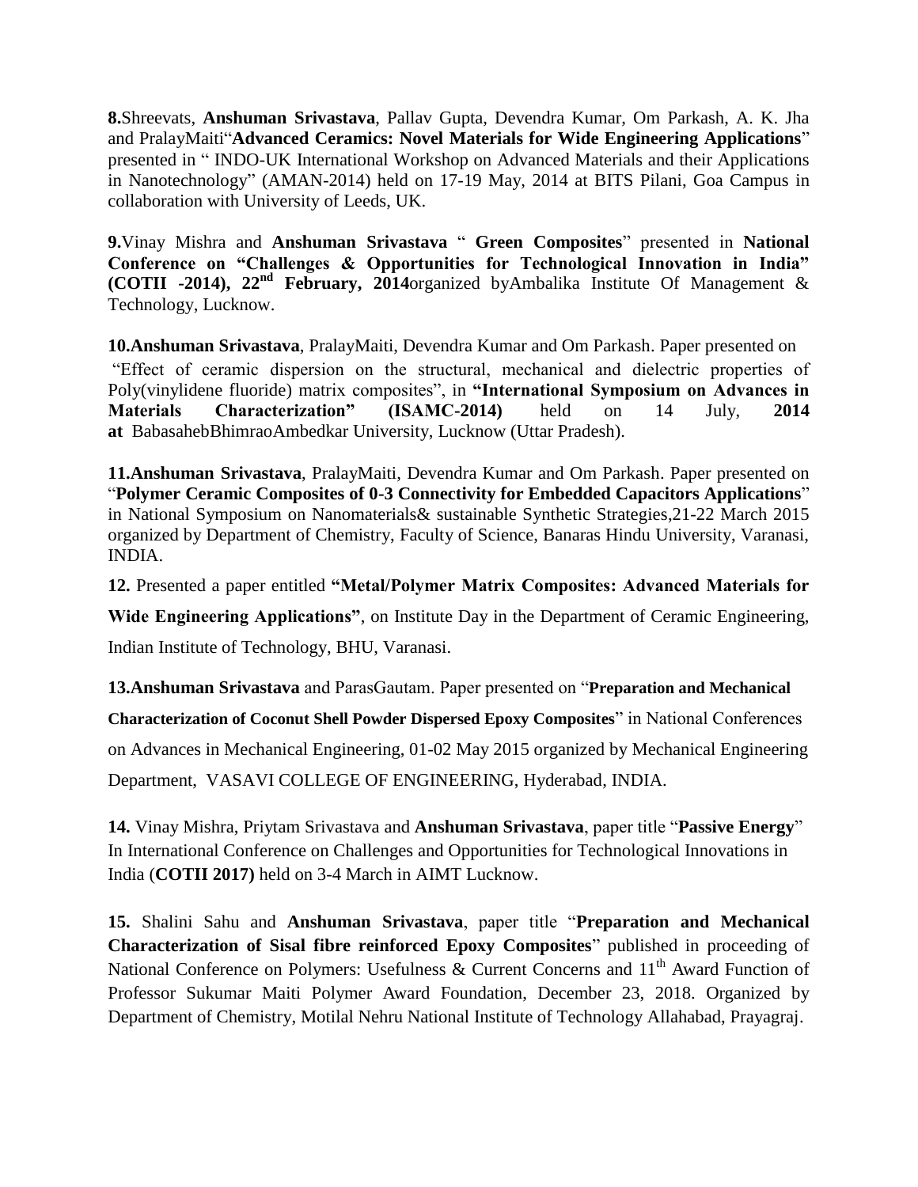**8.**Shreevats, **Anshuman Srivastava**, Pallav Gupta, Devendra Kumar, Om Parkash, A. K. Jha and PralayMaiti"**Advanced Ceramics: Novel Materials for Wide Engineering Applications**" presented in " INDO-UK International Workshop on Advanced Materials and their Applications in Nanotechnology" (AMAN-2014) held on 17-19 May, 2014 at BITS Pilani, Goa Campus in collaboration with University of Leeds, UK.

**9.**Vinay Mishra and **Anshuman Srivastava** " **Green Composites**" presented in **National Conference on "Challenges & Opportunities for Technological Innovation in India" (COTII -2014), 22nd February, 2014**organized byAmbalika Institute Of Management & Technology, Lucknow.

**10.Anshuman Srivastava**, PralayMaiti, Devendra Kumar and Om Parkash. Paper presented on "Effect of ceramic dispersion on the structural, mechanical and dielectric properties of Poly(vinylidene fluoride) matrix composites", in **"International Symposium on Advances in Materials Characterization" (ISAMC-2014)** held on 14 July, **2014 at** BabasahebBhimraoAmbedkar University, Lucknow (Uttar Pradesh).

**11.Anshuman Srivastava**, PralayMaiti, Devendra Kumar and Om Parkash. Paper presented on "**Polymer Ceramic Composites of 0-3 Connectivity for Embedded Capacitors Applications**" in National Symposium on Nanomaterials& sustainable Synthetic Strategies,21-22 March 2015 organized by Department of Chemistry, Faculty of Science, Banaras Hindu University, Varanasi, INDIA.

**12.** Presented a paper entitled **"Metal/Polymer Matrix Composites: Advanced Materials for Wide Engineering Applications"**, on Institute Day in the Department of Ceramic Engineering, Indian Institute of Technology, BHU, Varanasi.

**13.Anshuman Srivastava** and ParasGautam. Paper presented on "**Preparation and Mechanical Characterization of Coconut Shell Powder Dispersed Epoxy Composites**" in National Conferences on Advances in Mechanical Engineering, 01-02 May 2015 organized by Mechanical Engineering Department, VASAVI COLLEGE OF ENGINEERING, Hyderabad, INDIA.

**14.** Vinay Mishra, Priytam Srivastava and **Anshuman Srivastava**, paper title "**Passive Energy**" In International Conference on Challenges and Opportunities for Technological Innovations in India (**COTII 2017)** held on 3-4 March in AIMT Lucknow.

**15.** Shalini Sahu and **Anshuman Srivastava**, paper title "**Preparation and Mechanical Characterization of Sisal fibre reinforced Epoxy Composites**" published in proceeding of National Conference on Polymers: Usefulness & Current Concerns and 11th Award Function of Professor Sukumar Maiti Polymer Award Foundation, December 23, 2018. Organized by Department of Chemistry, Motilal Nehru National Institute of Technology Allahabad, Prayagraj.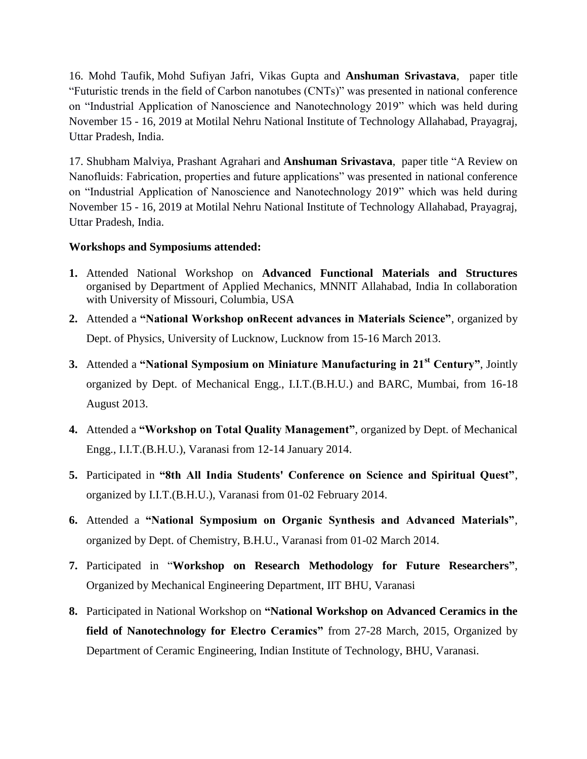16. Mohd Taufik, Mohd Sufiyan Jafri, Vikas Gupta and **Anshuman Srivastava**, paper title "Futuristic trends in the field of Carbon nanotubes (CNTs)" was presented in national conference on "Industrial Application of Nanoscience and Nanotechnology 2019" which was held during November 15 - 16, 2019 at Motilal Nehru National Institute of Technology Allahabad, Prayagraj, Uttar Pradesh, India.

17. Shubham Malviya, Prashant Agrahari and **Anshuman Srivastava**, paper title "A Review on Nanofluids: Fabrication, properties and future applications" was presented in national conference on "Industrial Application of Nanoscience and Nanotechnology 2019" which was held during November 15 - 16, 2019 at Motilal Nehru National Institute of Technology Allahabad, Prayagraj, Uttar Pradesh, India.

**Workshops and Symposiums attended:**

1. Attended National Workshop on **Advanced Functional Materials and Structures** organised by Department of Applied Mechanics, MNNIT Allahabad, India In collaboration with University of Missouri, Columbia, USA
2. Attended a **"National Workshop onRecent advances in Materials Science"**, organized by Dept. of Physics, University of Lucknow, Lucknow from 15-16 March 2013.
3. Attended a **"National Symposium on Miniature Manufacturing in 21st Century"**, Jointly organized by Dept. of Mechanical Engg., I.I.T.(B.H.U.) and BARC, Mumbai, from 16-18 August 2013.
4. Attended a **"Workshop on Total Quality Management"**, organized by Dept. of Mechanical Engg., I.I.T.(B.H.U.), Varanasi from 12-14 January 2014.
5. Participated in **"8th All India Students' Conference on Science and Spiritual Quest"**, organized by I.I.T.(B.H.U.), Varanasi from 01-02 February 2014.
6. Attended a **"National Symposium on Organic Synthesis and Advanced Materials"**, organized by Dept. of Chemistry, B.H.U., Varanasi from 01-02 March 2014.
7. Participated in "**Workshop on Research Methodology for Future Researchers"**, Organized by Mechanical Engineering Department, IIT BHU, Varanasi
8. Participated in National Workshop on **"National Workshop on Advanced Ceramics in the field of Nanotechnology for Electro Ceramics"** from 27-28 March, 2015, Organized by Department of Ceramic Engineering, Indian Institute of Technology, BHU, Varanasi.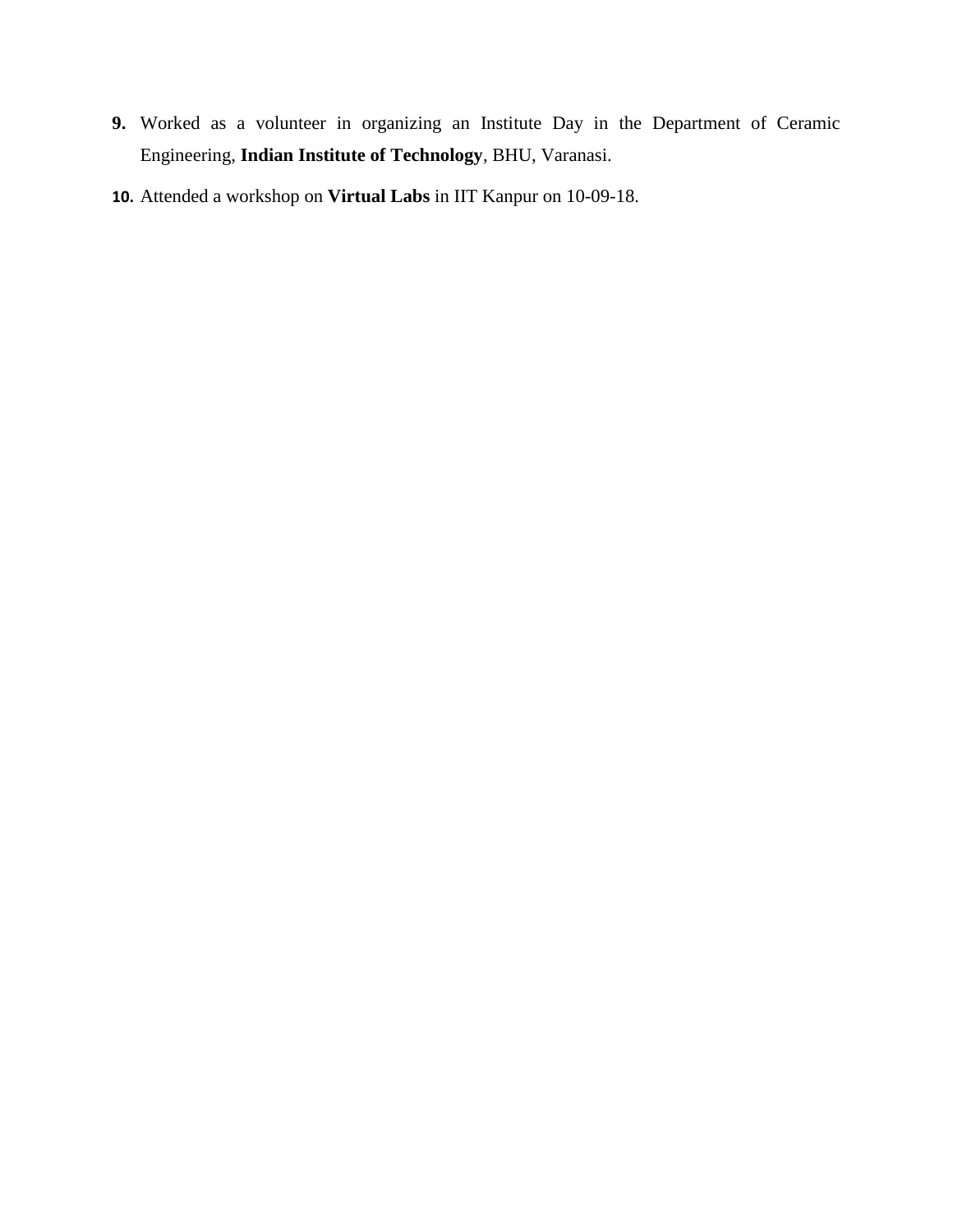9. Worked as a volunteer in organizing an Institute Day in the Department of Ceramic Engineering, **Indian Institute of Technology**, BHU, Varanasi.
10. Attended a workshop on **Virtual Labs** in IIT Kanpur on 10-09-18.